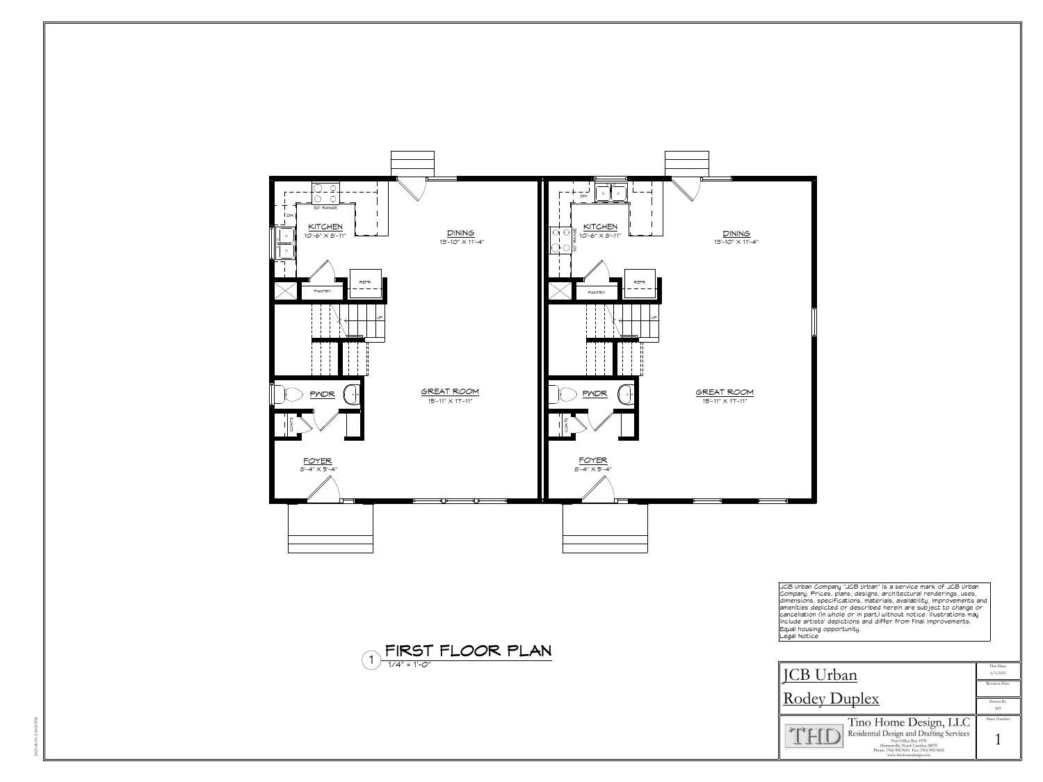KITCHEN
10'-6" X 8'-11"

30" RANGE

DW

PANTRY

REFR

DINING
13'-10" X 11'-4"

UP

PWDR

COATS

GREAT ROOM
15'-11" X 17'-11"

FOYER
8'-4" X 5'-4"

KITCHEN
10'-6" X 8'-11"

30" RANGE

DW

PANTRY

REFR

DINING
13'-10" X 11'-4"

UP

PWDR

COATS

GREAT ROOM
15'-11" X 17'-11"

FOYER
8'-4" X 5'-4"

## 1 FIRST FLOOR PLAN

1/4" = 1'-0"

JCB Urban Company "JCB Urban" is a service mark of JCB Urban Company. Prices, plans, designs, architectural renderings, uses, dimensions, specifications, materials, availability, improvements and amenities depicted or described herein are subject to change or cancellation (in whole or in part) without notice. Illustrations may include artists' depictions and differ from final improvements. Equal housing opportunity.
Legal Notice

JCB Urban

Rodey Duplex

Plan Date: 6/3/2021

Revision Date:

Drawn By: MT

Sheet Number: 1

Tino Home Design, LLC
Residential Design and Drafting Services
Post Office Box 1978
Huntersville, North Carolina 28070
Phone: (704) 992-8691 Fax: (704) 992-8692
www.tinohomedesign.com

2021-06-03 3:34:26 PM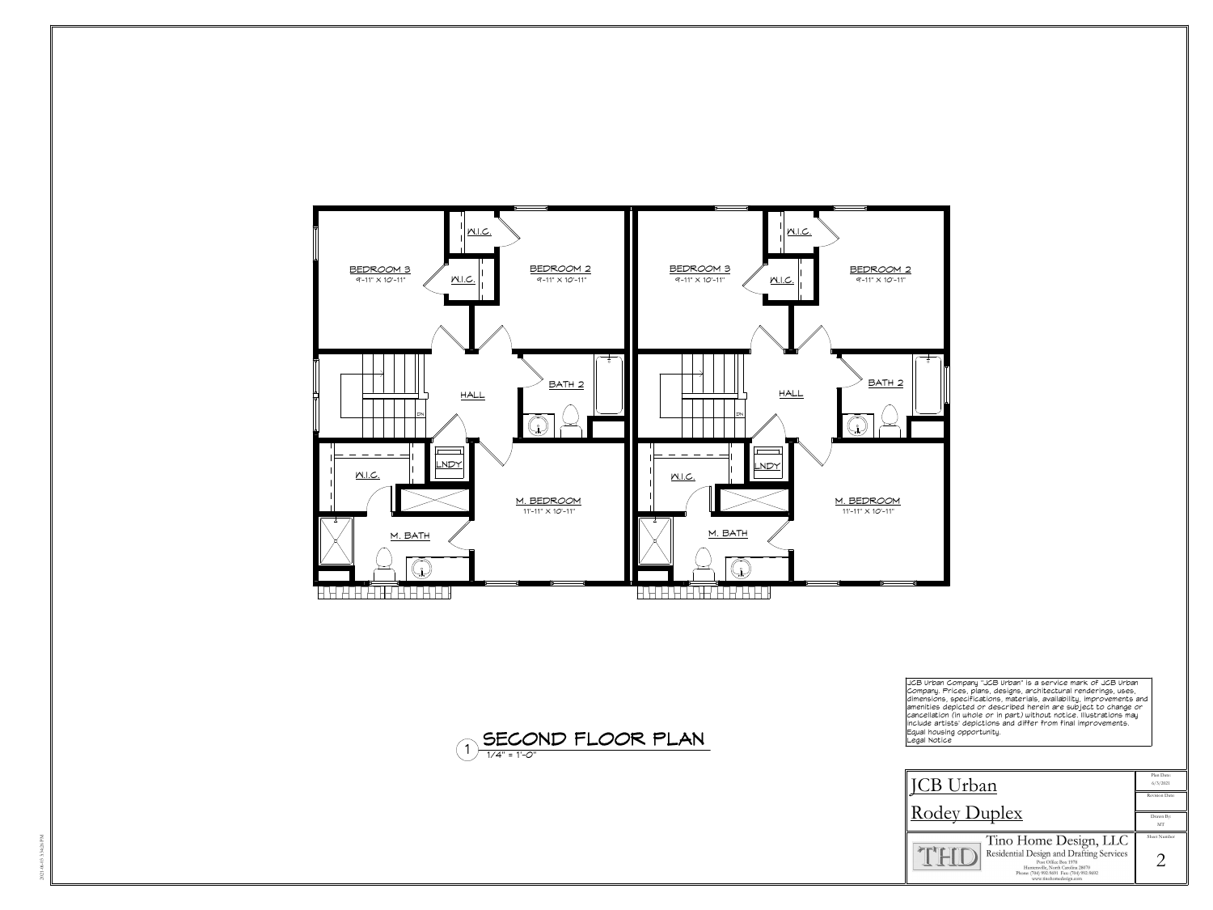BEDROOM 3
9'-11" X 10'-11"

W.I.C.

W.I.C.

BEDROOM 2
9'-11" X 10'-11"

HALL

BATH 2

DN

W.I.C.

LNDY

M. BEDROOM
11'-11" X 10'-11"

M. BATH

BEDROOM 3
9'-11" X 10'-11"

W.I.C.

W.I.C.

BEDROOM 2
9'-11" X 10'-11"

HALL

BATH 2

DN

W.I.C.

LNDY

M. BEDROOM
11'-11" X 10'-11"

M. BATH

## 1 SECOND FLOOR PLAN

1/4" = 1'-0"

JCB Urban Company "JCB Urban" is a service mark of JCB Urban Company. Prices, plans, designs, architectural renderings, uses, dimensions, specifications, materials, availability, improvements and amenities depicted or described herein are subject to change or cancellation (in whole or in part) without notice. Illustrations may include artists' depictions and differ from final improvements. Equal housing opportunity.
Legal Notice

| JCB Urban<br>Rodey Duplex | Plan Date: 6/3/2021<br>Revision Date:<br>Drawn By: ATT |
|---|---|
| THD Tino Home Design, LLC<br>Residential Design and Drafting Services<br>Post Office Box 1978<br>Huntersville, North Carolina 28070<br>Phone: (704) 992-8691 Fax: (704) 992-8692<br>www.tinohomedesign.com | Sheet Number<br>2 |

2021-06-03 3:34:26 PM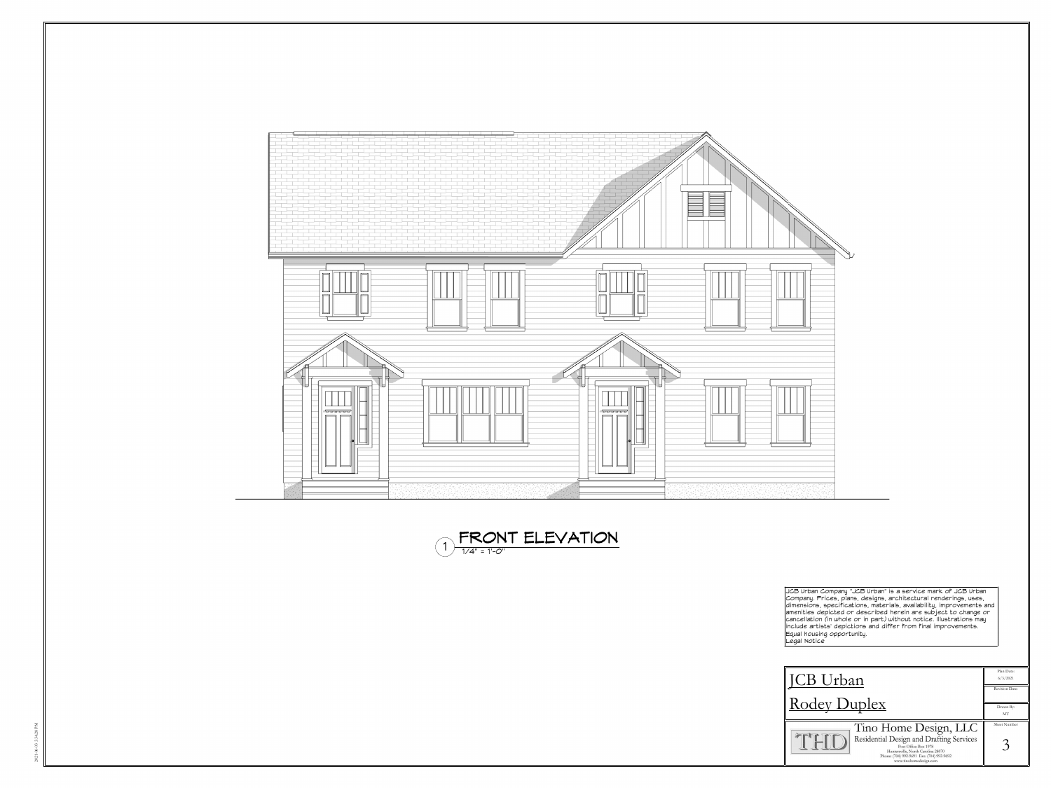1 FRONT ELEVATION
1/4" = 1'-0"

JCB Urban Company "JCB Urban" is a service mark of JCB Urban Company. Prices, plans, designs, architectural renderings, uses, dimensions, specifications, materials, availability, improvements and amenities depicted or described herein are subject to change or cancellation (in whole or in part) without notice. Illustrations may include artists' depictions and differ from final improvements. Equal housing opportunity.
Legal Notice

JCB Urban

Rodey Duplex

Plan Date: 6/3/2021

Revision Date:

Drawn By: MT

Tino Home Design, LLC
Residential Design and Drafting Services
Post Office Box 1978
Huntersville, North Carolina 28070
Phone: (704) 992-8691 Fax: (704) 992-8692
www.tinohomedesign.com

Sheet Number: 3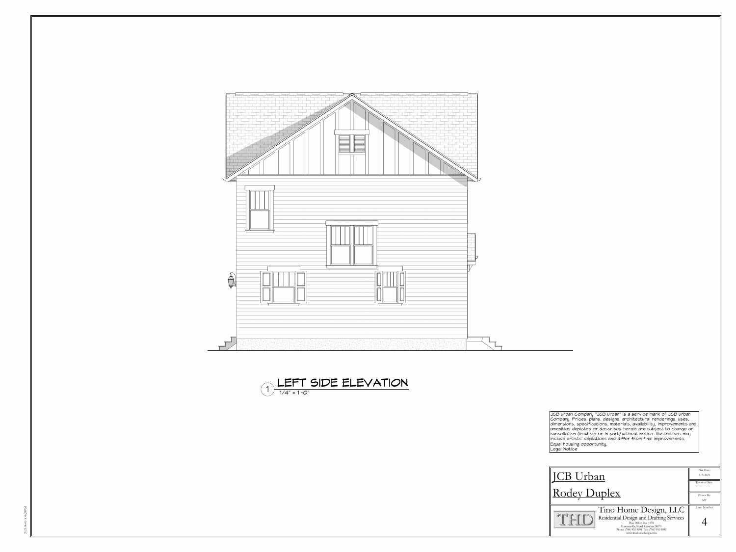1 **LEFT SIDE ELEVATION**
1/4" = 1'-0"

JCB Urban Company "JCB Urban" is a service mark of JCB Urban Company. Prices, plans, designs, architectural renderings, uses, dimensions, specifications, materials, availability, improvements and amenities depicted or described herein are subject to change or cancellation (in whole or in part) without notice. Illustrations may include artists' depictions and differ from final improvements. Equal housing opportunity.
Legal Notice

JCB Urban

Rodey Duplex

Plan Date: 6/3/2021

Revision Date:

Drawn By: MT

Sheet Number: 4

Tino Home Design, LLC
Residential Design and Drafting Services
Post Office Box 1978
Huntersville, North Carolina 28070
Phone: (704) 992-8691 Fax: (704) 992-8692
www.tinohomedesign.com

2021-06-03 3:34:29 PM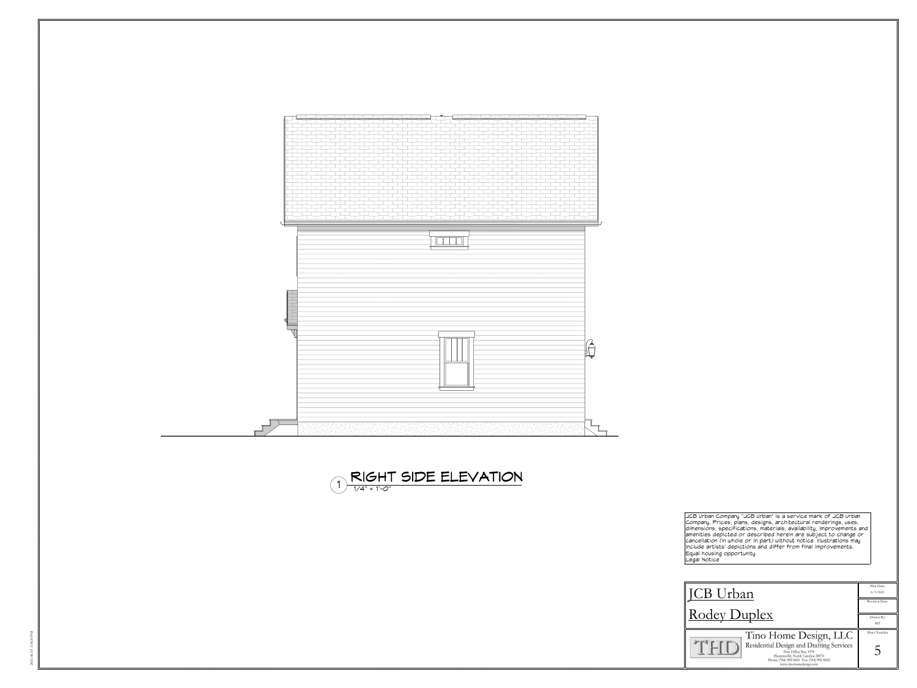1 RIGHT SIDE ELEVATION
1/4" = 1'-0"

JCB Urban Company "JCB Urban" is a service mark of JCB Urban Company. Prices, plans, designs, architectural renderings, uses, dimensions, specifications, materials, availability, improvements and amenities depicted or described herein are subject to change or cancellation (in whole or in part) without notice. Illustrations may include artists' depictions and differ from final improvements. Equal housing opportunity.
Legal Notice

JCB Urban

Rodey Duplex

Plan Date: 6/3/2021

Revision Date:

Drawn By: MT

Sheet Number: 5

Tino Home Design, LLC
Residential Design and Drafting Services
Post Office Box 1978
Huntersville, North Carolina 28070
Phone: (704) 992-8691 Fax: (704) 992-8692
www.tinohomedesign.com

2021-06-03 3:34:30 PM